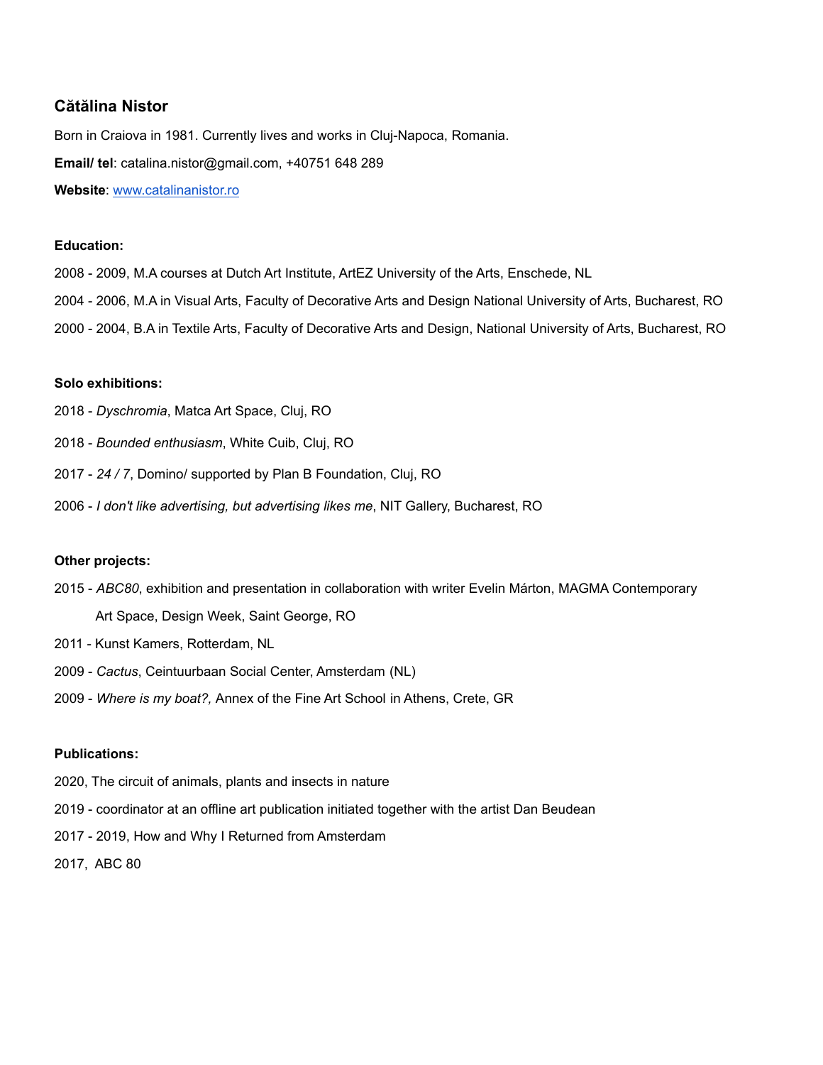## Cătălina Nistor

Born in Craiova in 1981. Currently lives and works in Cluj-Napoca, Romania.

**Email/ tel**: catalina.nistor@gmail.com, +40751 648 289

**Website**: [www.catalinanistor.ro](http://www.catalinanistor.ro)

**Education:**

2008 - 2009, M.A courses at Dutch Art Institute, ArtEZ University of the Arts, Enschede, NL

2004 - 2006, M.A in Visual Arts, Faculty of Decorative Arts and Design National University of Arts, Bucharest, RO

2000 - 2004, B.A in Textile Arts, Faculty of Decorative Arts and Design, National University of Arts, Bucharest, RO

**Solo exhibitions:**

2018 - *Dyschromia*, Matca Art Space, Cluj, RO

2018 - *Bounded enthusiasm*, White Cuib, Cluj, RO

2017 - *24 / 7*, Domino/ supported by Plan B Foundation, Cluj, RO

2006 - *I don't like advertising, but advertising likes me*, NIT Gallery, Bucharest, RO

**Other projects:**

2015 - *ABC80*, exhibition and presentation in collaboration with writer Evelin Márton, MAGMA Contemporary Art Space, Design Week, Saint George, RO

2011 - Kunst Kamers, Rotterdam, NL

2009 - *Cactus*, Ceintuurbaan Social Center, Amsterdam (NL)

2009 - *Where is my boat?,* Annex of the Fine Art School in Athens, Crete, GR

**Publications:**

2020, The circuit of animals, plants and insects in nature

2019 - coordinator at an offline art publication initiated together with the artist Dan Beudean

2017 - 2019, How and Why I Returned from Amsterdam

2017, ABC 80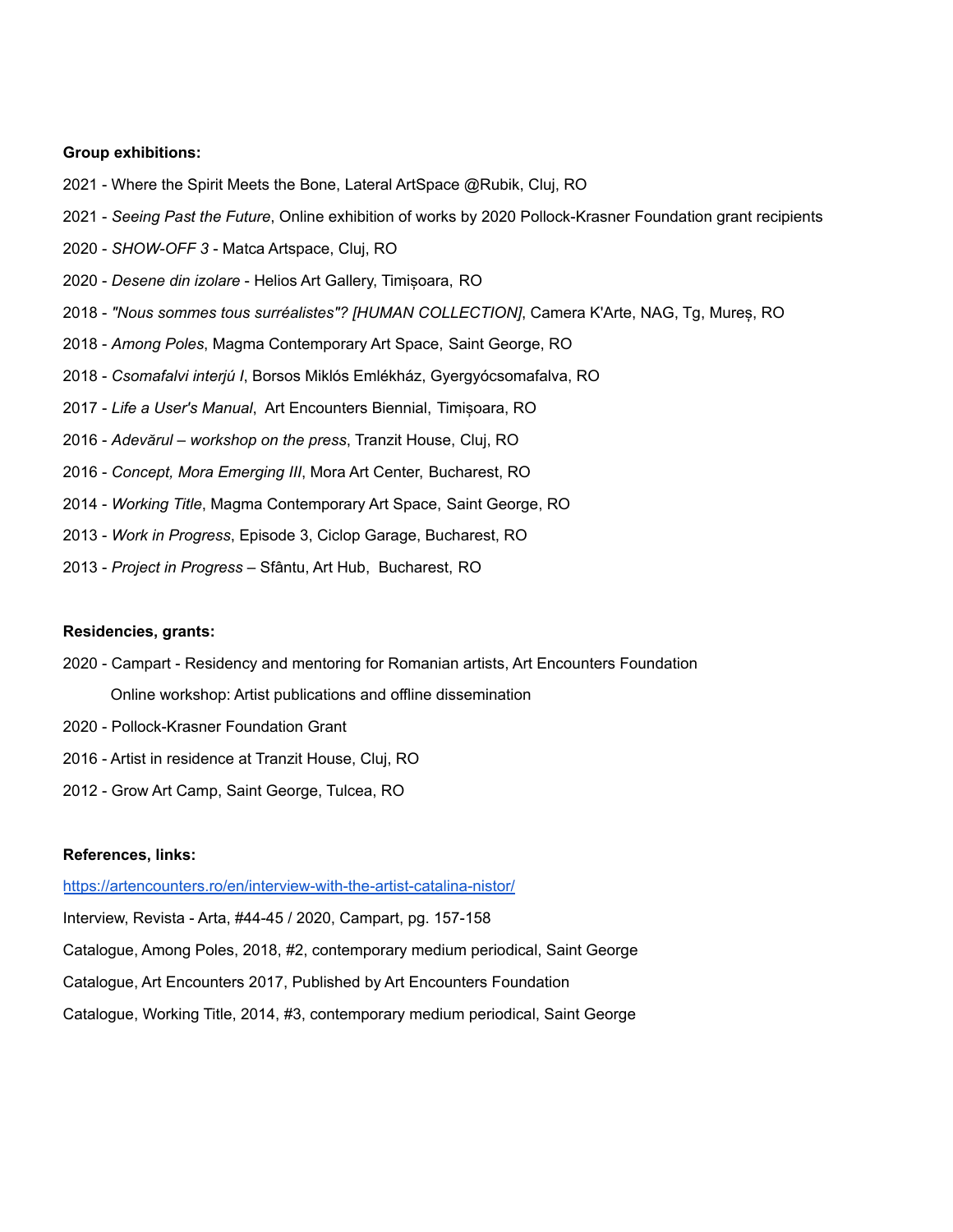**Group exhibitions:**

2021 - Where the Spirit Meets the Bone, Lateral ArtSpace @Rubik, Cluj, RO

2021 - *Seeing Past the Future*, Online exhibition of works by 2020 Pollock-Krasner Foundation grant recipients

2020 - *SHOW-OFF 3* - Matca Artspace, Cluj, RO

2020 - *Desene din izolare* - Helios Art Gallery, Timișoara, RO

2018 - *"Nous sommes tous surréalistes"? [HUMAN COLLECTION]*, Camera K'Arte, NAG, Tg, Mureș, RO

2018 - *Among Poles*, Magma Contemporary Art Space, Saint George, RO

2018 - *Csomafalvi interjú I*, Borsos Miklós Emlékház, Gyergyócsomafalva, RO

2017 - *Life a User's Manual*, Art Encounters Biennial, Timișoara, RO

2016 - *Adevărul – workshop on the press*, Tranzit House, Cluj, RO

2016 - *Concept, Mora Emerging III*, Mora Art Center, Bucharest, RO

2014 - *Working Title*, Magma Contemporary Art Space, Saint George, RO

2013 - *Work in Progress*, Episode 3, Ciclop Garage, Bucharest, RO

2013 - *Project in Progress* – Sfântu, Art Hub, Bucharest, RO

**Residencies, grants:**

2020 - Campart - Residency and mentoring for Romanian artists, Art Encounters Foundation

Online workshop: Artist publications and offline dissemination

2020 - Pollock-Krasner Foundation Grant

2016 - Artist in residence at Tranzit House, Cluj, RO

2012 - Grow Art Camp, Saint George, Tulcea, RO

**References, links:**

https://artencounters.ro/en/interview-with-the-artist-catalina-nistor/

Interview, Revista - Arta, #44-45 / 2020, Campart, pg. 157-158

Catalogue, Among Poles, 2018, #2, contemporary medium periodical, Saint George

Catalogue, Art Encounters 2017, Published by Art Encounters Foundation

Catalogue, Working Title, 2014, #3, contemporary medium periodical, Saint George